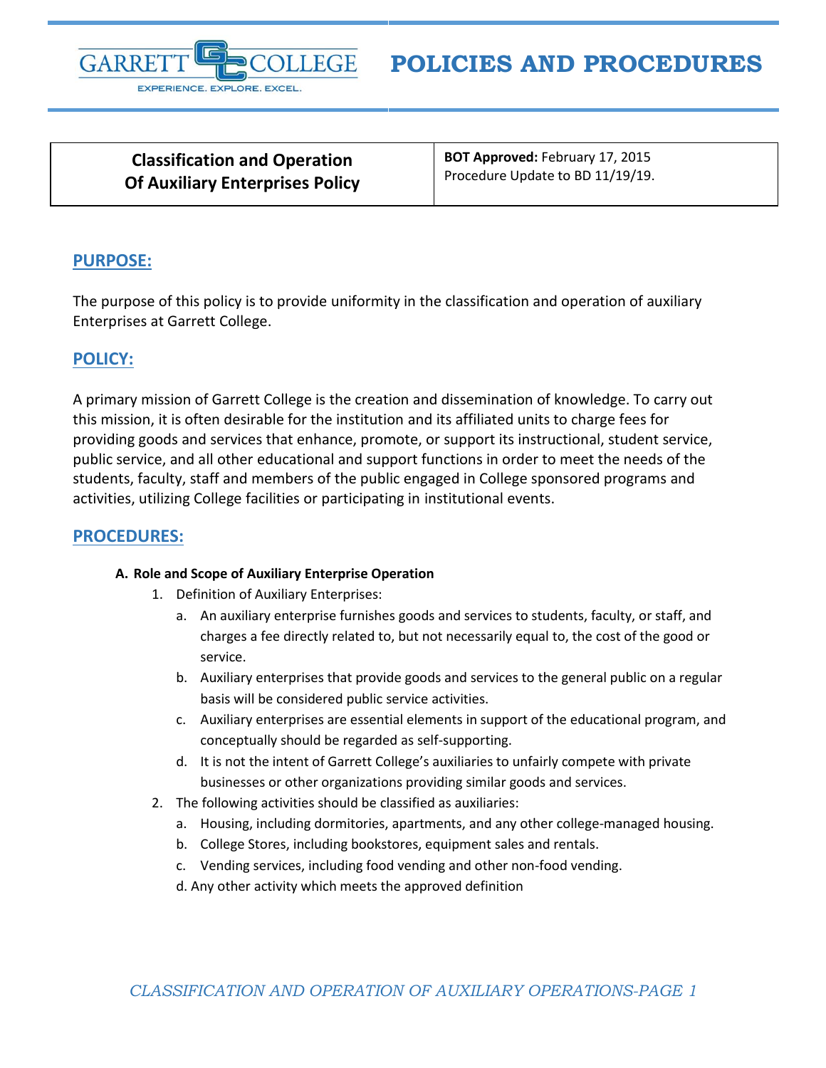# POLICIES AND PROCEDURES

| Classification and Operation Of Auxiliary Enterprises Policy | **BOT Approved:** February 17, 2015 Procedure Update to BD 11/19/19. |
| --- | --- |

## PURPOSE:

The purpose of this policy is to provide uniformity in the classification and operation of auxiliary Enterprises at Garrett College.

## POLICY:

A primary mission of Garrett College is the creation and dissemination of knowledge. To carry out this mission, it is often desirable for the institution and its affiliated units to charge fees for providing goods and services that enhance, promote, or support its instructional, student service, public service, and all other educational and support functions in order to meet the needs of the students, faculty, staff and members of the public engaged in College sponsored programs and activities, utilizing College facilities or participating in institutional events.

## PROCEDURES:

**A. Role and Scope of Auxiliary Enterprise Operation**

1. Definition of Auxiliary Enterprises:
   a. An auxiliary enterprise furnishes goods and services to students, faculty, or staff, and charges a fee directly related to, but not necessarily equal to, the cost of the good or service.
   b. Auxiliary enterprises that provide goods and services to the general public on a regular basis will be considered public service activities.
   c. Auxiliary enterprises are essential elements in support of the educational program, and conceptually should be regarded as self-supporting.
   d. It is not the intent of Garrett College's auxiliaries to unfairly compete with private businesses or other organizations providing similar goods and services.
2. The following activities should be classified as auxiliaries:
   a. Housing, including dormitories, apartments, and any other college-managed housing.
   b. College Stores, including bookstores, equipment sales and rentals.
   c. Vending services, including food vending and other non-food vending.
   d. Any other activity which meets the approved definition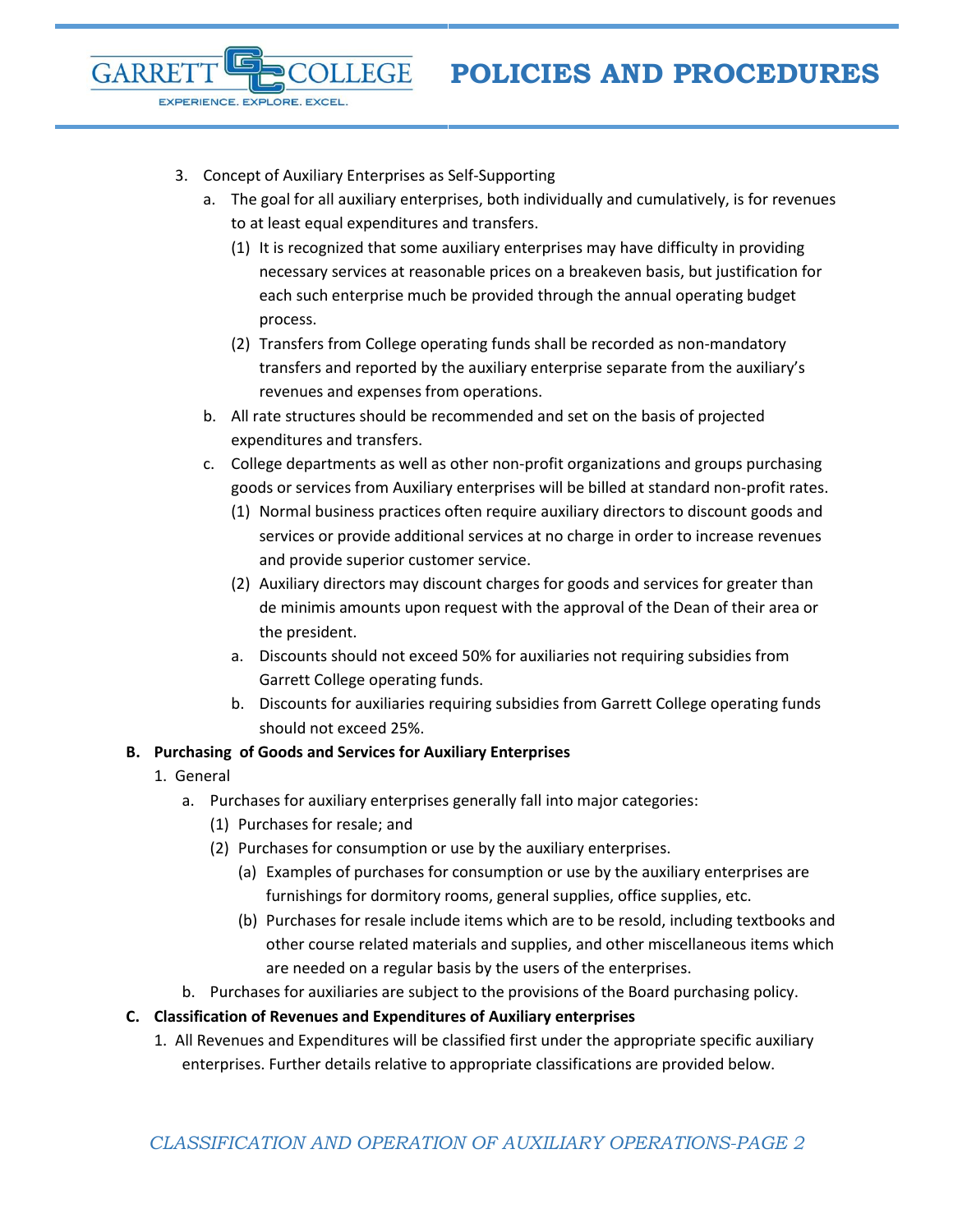3. Concept of Auxiliary Enterprises as Self-Supporting
   a. The goal for all auxiliary enterprises, both individually and cumulatively, is for revenues to at least equal expenditures and transfers.
      (1) It is recognized that some auxiliary enterprises may have difficulty in providing necessary services at reasonable prices on a breakeven basis, but justification for each such enterprise much be provided through the annual operating budget process.
      (2) Transfers from College operating funds shall be recorded as non-mandatory transfers and reported by the auxiliary enterprise separate from the auxiliary's revenues and expenses from operations.
   b. All rate structures should be recommended and set on the basis of projected expenditures and transfers.
   c. College departments as well as other non-profit organizations and groups purchasing goods or services from Auxiliary enterprises will be billed at standard non-profit rates.
      (1) Normal business practices often require auxiliary directors to discount goods and services or provide additional services at no charge in order to increase revenues and provide superior customer service.
      (2) Auxiliary directors may discount charges for goods and services for greater than de minimis amounts upon request with the approval of the Dean of their area or the president.
      a. Discounts should not exceed 50% for auxiliaries not requiring subsidies from Garrett College operating funds.
      b. Discounts for auxiliaries requiring subsidies from Garrett College operating funds should not exceed 25%.

**B. Purchasing of Goods and Services for Auxiliary Enterprises**

1. General
   a. Purchases for auxiliary enterprises generally fall into major categories:
      (1) Purchases for resale; and
      (2) Purchases for consumption or use by the auxiliary enterprises.
         (a) Examples of purchases for consumption or use by the auxiliary enterprises are furnishings for dormitory rooms, general supplies, office supplies, etc.
         (b) Purchases for resale include items which are to be resold, including textbooks and other course related materials and supplies, and other miscellaneous items which are needed on a regular basis by the users of the enterprises.
   b. Purchases for auxiliaries are subject to the provisions of the Board purchasing policy.

**C. Classification of Revenues and Expenditures of Auxiliary enterprises**

1. All Revenues and Expenditures will be classified first under the appropriate specific auxiliary enterprises. Further details relative to appropriate classifications are provided below.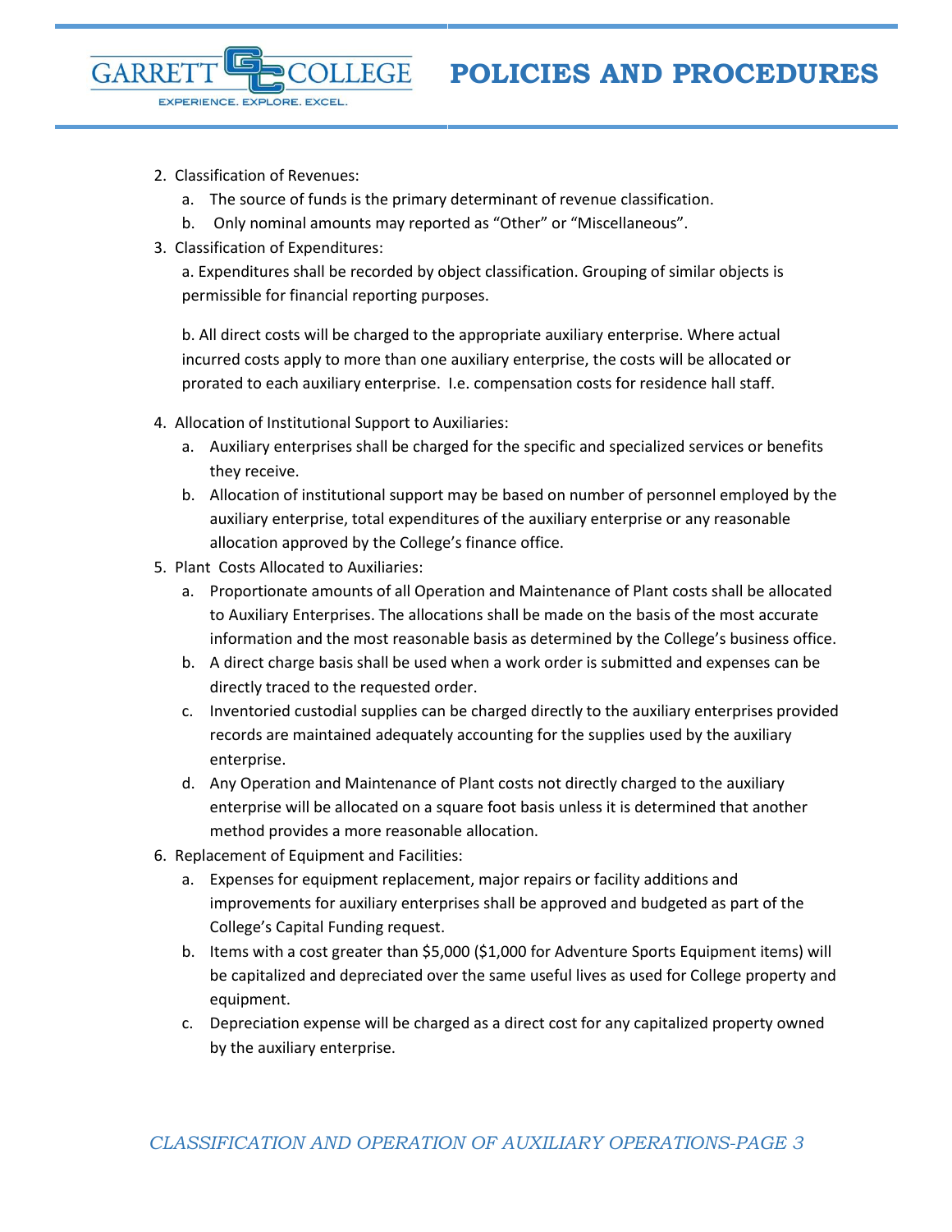2. Classification of Revenues:
   a. The source of funds is the primary determinant of revenue classification.
   b. Only nominal amounts may reported as “Other” or “Miscellaneous”.
3. Classification of Expenditures:

   a. Expenditures shall be recorded by object classification. Grouping of similar objects is permissible for financial reporting purposes.

   b. All direct costs will be charged to the appropriate auxiliary enterprise. Where actual incurred costs apply to more than one auxiliary enterprise, the costs will be allocated or prorated to each auxiliary enterprise. I.e. compensation costs for residence hall staff.

4. Allocation of Institutional Support to Auxiliaries:
   a. Auxiliary enterprises shall be charged for the specific and specialized services or benefits they receive.
   b. Allocation of institutional support may be based on number of personnel employed by the auxiliary enterprise, total expenditures of the auxiliary enterprise or any reasonable allocation approved by the College’s finance office.
5. Plant Costs Allocated to Auxiliaries:
   a. Proportionate amounts of all Operation and Maintenance of Plant costs shall be allocated to Auxiliary Enterprises. The allocations shall be made on the basis of the most accurate information and the most reasonable basis as determined by the College’s business office.
   b. A direct charge basis shall be used when a work order is submitted and expenses can be directly traced to the requested order.
   c. Inventoried custodial supplies can be charged directly to the auxiliary enterprises provided records are maintained adequately accounting for the supplies used by the auxiliary enterprise.
   d. Any Operation and Maintenance of Plant costs not directly charged to the auxiliary enterprise will be allocated on a square foot basis unless it is determined that another method provides a more reasonable allocation.
6. Replacement of Equipment and Facilities:
   a. Expenses for equipment replacement, major repairs or facility additions and improvements for auxiliary enterprises shall be approved and budgeted as part of the College’s Capital Funding request.
   b. Items with a cost greater than $5,000 ($1,000 for Adventure Sports Equipment items) will be capitalized and depreciated over the same useful lives as used for College property and equipment.
   c. Depreciation expense will be charged as a direct cost for any capitalized property owned by the auxiliary enterprise.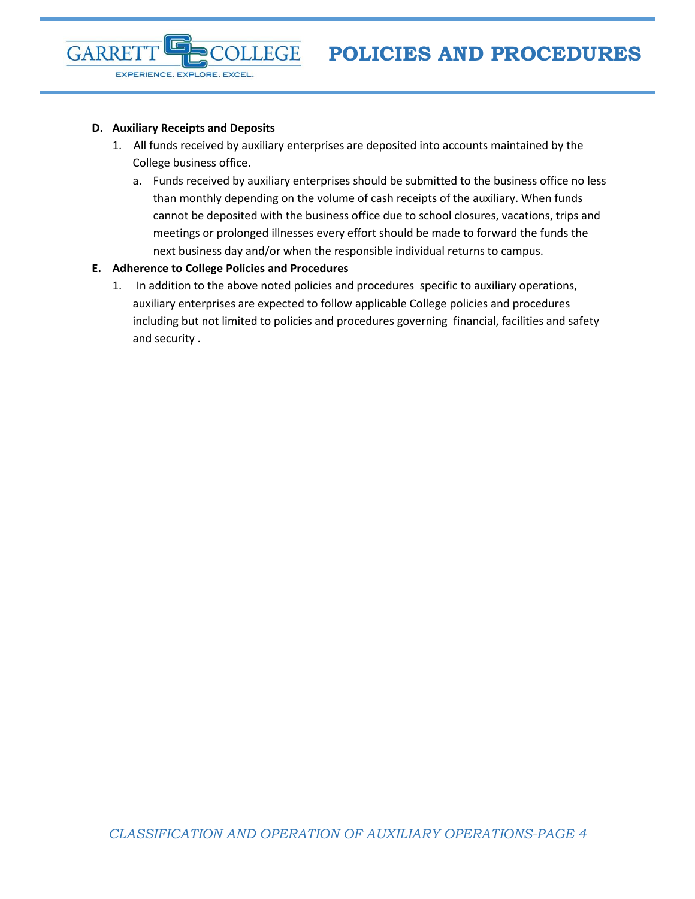**D. Auxiliary Receipts and Deposits**

1. All funds received by auxiliary enterprises are deposited into accounts maintained by the College business office.
   a. Funds received by auxiliary enterprises should be submitted to the business office no less than monthly depending on the volume of cash receipts of the auxiliary. When funds cannot be deposited with the business office due to school closures, vacations, trips and meetings or prolonged illnesses every effort should be made to forward the funds the next business day and/or when the responsible individual returns to campus.

**E. Adherence to College Policies and Procedures**

1. In addition to the above noted policies and procedures specific to auxiliary operations, auxiliary enterprises are expected to follow applicable College policies and procedures including but not limited to policies and procedures governing financial, facilities and safety and security .